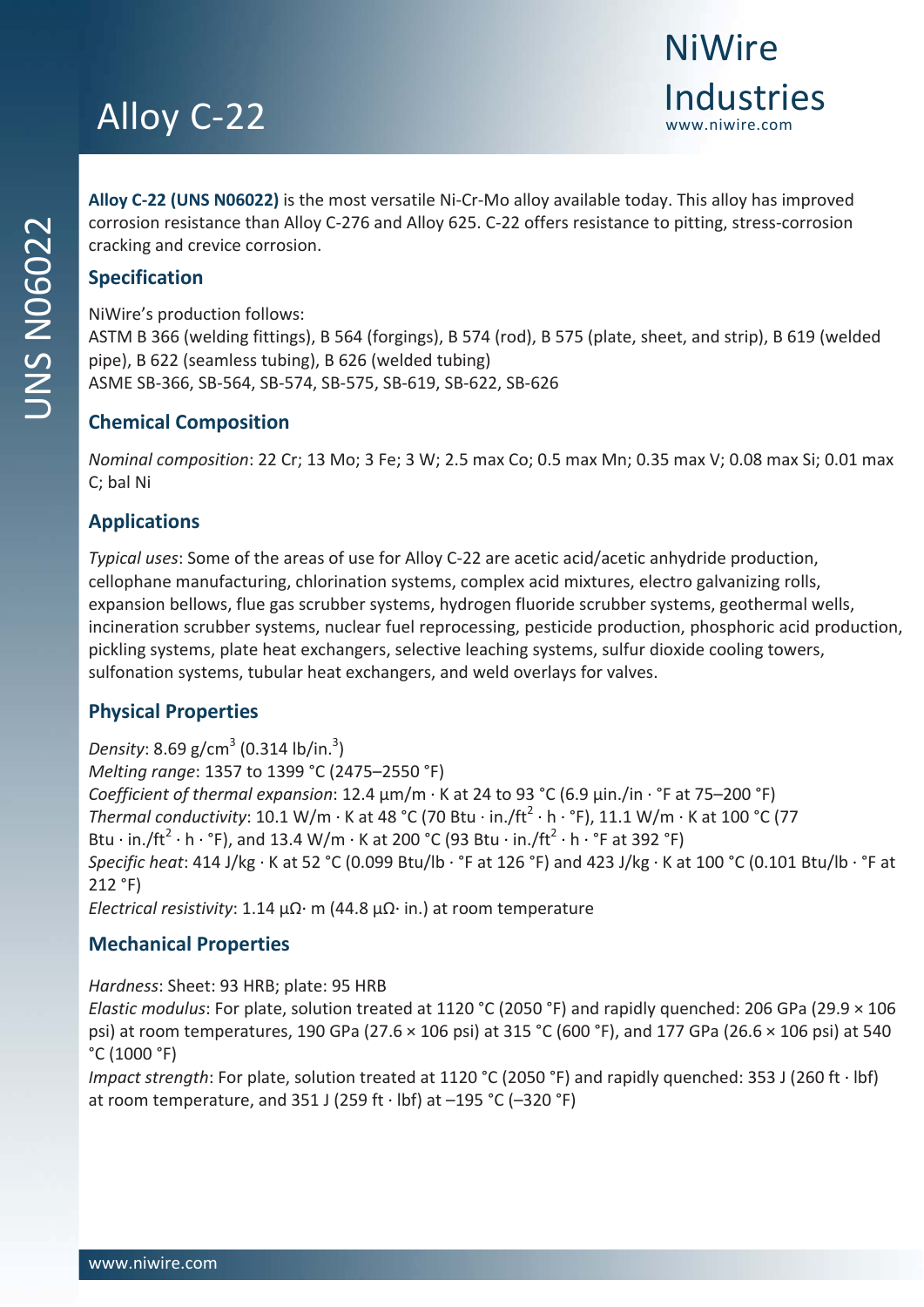# Alloy C-22

NiWire Industries
www.niwire.com

UNS N06022

**Alloy C-22 (UNS N06022)** is the most versatile Ni-Cr-Mo alloy available today. This alloy has improved corrosion resistance than Alloy C-276 and Alloy 625. C-22 offers resistance to pitting, stress-corrosion cracking and crevice corrosion.

## Specification

NiWire's production follows:
ASTM B 366 (welding fittings), B 564 (forgings), B 574 (rod), B 575 (plate, sheet, and strip), B 619 (welded pipe), B 622 (seamless tubing), B 626 (welded tubing)
ASME SB-366, SB-564, SB-574, SB-575, SB-619, SB-622, SB-626

## Chemical Composition

*Nominal composition*: 22 Cr; 13 Mo; 3 Fe; 3 W; 2.5 max Co; 0.5 max Mn; 0.35 max V; 0.08 max Si; 0.01 max C; bal Ni

## Applications

*Typical uses*: Some of the areas of use for Alloy C-22 are acetic acid/acetic anhydride production, cellophane manufacturing, chlorination systems, complex acid mixtures, electro galvanizing rolls, expansion bellows, flue gas scrubber systems, hydrogen fluoride scrubber systems, geothermal wells, incineration scrubber systems, nuclear fuel reprocessing, pesticide production, phosphoric acid production, pickling systems, plate heat exchangers, selective leaching systems, sulfur dioxide cooling towers, sulfonation systems, tubular heat exchangers, and weld overlays for valves.

## Physical Properties

*Density*: 8.69 g/cm$^3$ (0.314 lb/in.$^3$)
*Melting range*: 1357 to 1399 °C (2475–2550 °F)
*Coefficient of thermal expansion*: 12.4 µm/m · K at 24 to 93 °C (6.9 µin./in · °F at 75–200 °F)
*Thermal conductivity*: 10.1 W/m · K at 48 °C (70 Btu · in./ft$^2$ · h · °F), 11.1 W/m · K at 100 °C (77 Btu · in./ft$^2$ · h · °F), and 13.4 W/m · K at 200 °C (93 Btu · in./ft$^2$ · h · °F at 392 °F)
*Specific heat*: 414 J/kg · K at 52 °C (0.099 Btu/lb · °F at 126 °F) and 423 J/kg · K at 100 °C (0.101 Btu/lb · °F at 212 °F)
*Electrical resistivity*: 1.14 µΩ· m (44.8 µΩ· in.) at room temperature

## Mechanical Properties

*Hardness*: Sheet: 93 HRB; plate: 95 HRB
*Elastic modulus*: For plate, solution treated at 1120 °C (2050 °F) and rapidly quenched: 206 GPa (29.9 × 106 psi) at room temperatures, 190 GPa (27.6 × 106 psi) at 315 °C (600 °F), and 177 GPa (26.6 × 106 psi) at 540 °C (1000 °F)
*Impact strength*: For plate, solution treated at 1120 °C (2050 °F) and rapidly quenched: 353 J (260 ft · lbf) at room temperature, and 351 J (259 ft · lbf) at –195 °C (–320 °F)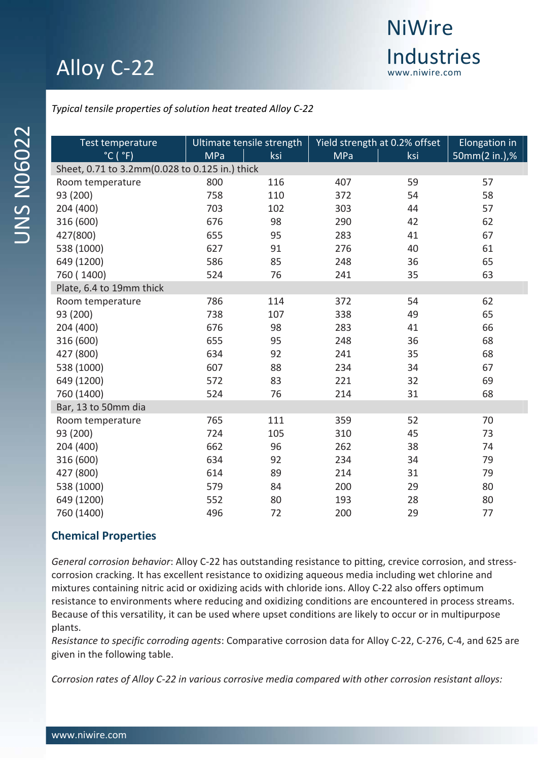*Typical tensile properties of solution heat treated Alloy C-22*

| Test temperature °C ( °F) | Ultimate tensile strength | | Yield strength at 0.2% offset | | Elongation in 50mm(2 in.),% |
|---|---|---|---|---|---|
| | MPa | ksi | MPa | ksi | |
| Sheet, 0.71 to 3.2mm(0.028 to 0.125 in.) thick | | | | | |
| Room temperature | 800 | 116 | 407 | 59 | 57 |
| 93 (200) | 758 | 110 | 372 | 54 | 58 |
| 204 (400) | 703 | 102 | 303 | 44 | 57 |
| 316 (600) | 676 | 98 | 290 | 42 | 62 |
| 427(800) | 655 | 95 | 283 | 41 | 67 |
| 538 (1000) | 627 | 91 | 276 | 40 | 61 |
| 649 (1200) | 586 | 85 | 248 | 36 | 65 |
| 760 ( 1400) | 524 | 76 | 241 | 35 | 63 |
| Plate, 6.4 to 19mm thick | | | | | |
| Room temperature | 786 | 114 | 372 | 54 | 62 |
| 93 (200) | 738 | 107 | 338 | 49 | 65 |
| 204 (400) | 676 | 98 | 283 | 41 | 66 |
| 316 (600) | 655 | 95 | 248 | 36 | 68 |
| 427 (800) | 634 | 92 | 241 | 35 | 68 |
| 538 (1000) | 607 | 88 | 234 | 34 | 67 |
| 649 (1200) | 572 | 83 | 221 | 32 | 69 |
| 760 (1400) | 524 | 76 | 214 | 31 | 68 |
| Bar, 13 to 50mm dia | | | | | |
| Room temperature | 765 | 111 | 359 | 52 | 70 |
| 93 (200) | 724 | 105 | 310 | 45 | 73 |
| 204 (400) | 662 | 96 | 262 | 38 | 74 |
| 316 (600) | 634 | 92 | 234 | 34 | 79 |
| 427 (800) | 614 | 89 | 214 | 31 | 79 |
| 538 (1000) | 579 | 84 | 200 | 29 | 80 |
| 649 (1200) | 552 | 80 | 193 | 28 | 80 |
| 760 (1400) | 496 | 72 | 200 | 29 | 77 |

## Chemical Properties

*General corrosion behavior*: Alloy C-22 has outstanding resistance to pitting, crevice corrosion, and stress-corrosion cracking. It has excellent resistance to oxidizing aqueous media including wet chlorine and mixtures containing nitric acid or oxidizing acids with chloride ions. Alloy C-22 also offers optimum resistance to environments where reducing and oxidizing conditions are encountered in process streams. Because of this versatility, it can be used where upset conditions are likely to occur or in multipurpose plants.

*Resistance to specific corroding agents*: Comparative corrosion data for Alloy C-22, C-276, C-4, and 625 are given in the following table.

*Corrosion rates of Alloy C-22 in various corrosive media compared with other corrosion resistant alloys:*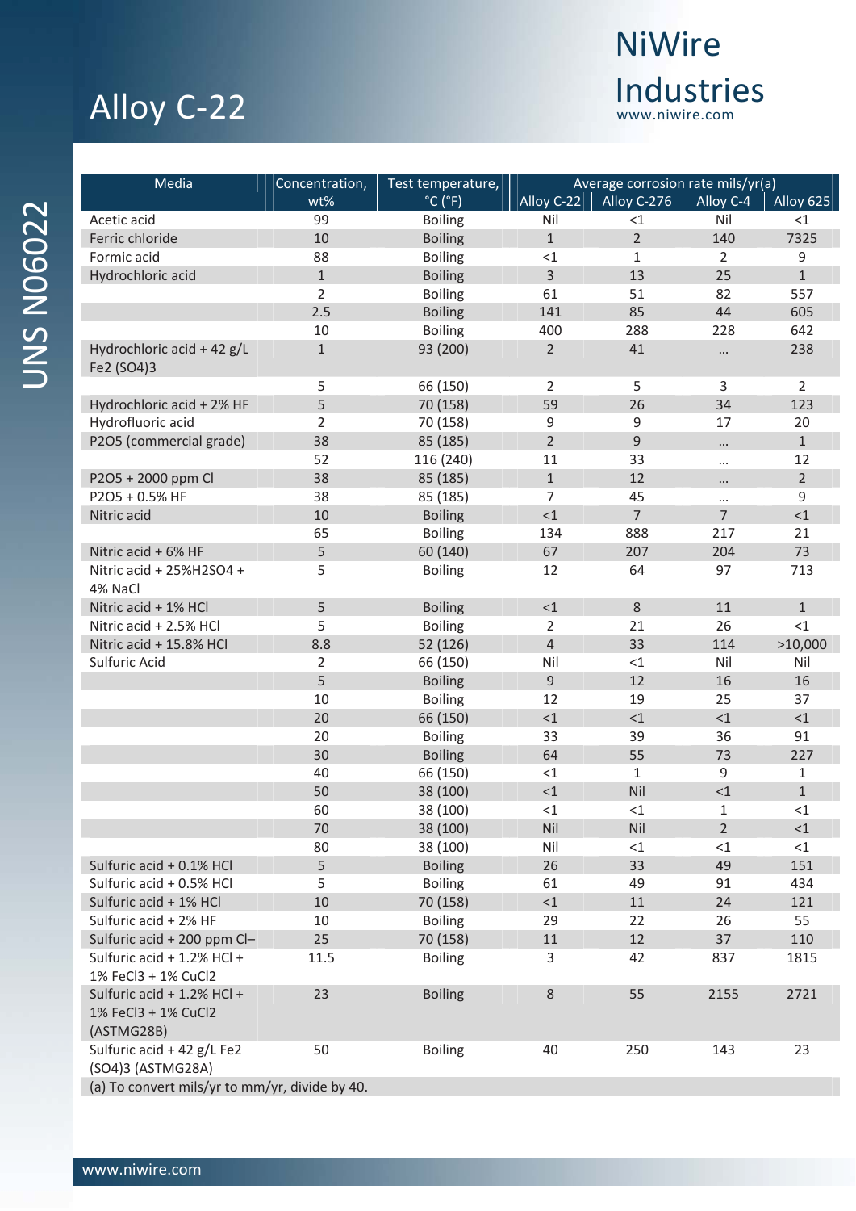# Alloy C-22

NiWire Industries
www.niwire.com

UNS N06022

| Media | Concentration, wt% | Test temperature, °C (°F) | Average corrosion rate mils/yr(a) | | | |
|---|---|---|---|---|---|---|
| | | | Alloy C-22 | Alloy C-276 | Alloy C-4 | Alloy 625 |
| Acetic acid | 99 | Boiling | Nil | <1 | Nil | <1 |
| Ferric chloride | 10 | Boiling | 1 | 2 | 140 | 7325 |
| Formic acid | 88 | Boiling | <1 | 1 | 2 | 9 |
| Hydrochloric acid | 1 | Boiling | 3 | 13 | 25 | 1 |
| | 2 | Boiling | 61 | 51 | 82 | 557 |
| | 2.5 | Boiling | 141 | 85 | 44 | 605 |
| | 10 | Boiling | 400 | 288 | 228 | 642 |
| Hydrochloric acid + 42 g/L $Fe_2(SO_4)_3$ | 1 | 93 (200) | 2 | 41 | ... | 238 |
| | 5 | 66 (150) | 2 | 5 | 3 | 2 |
| Hydrochloric acid + 2% HF | 5 | 70 (158) | 59 | 26 | 34 | 123 |
| Hydrofluoric acid | 2 | 70 (158) | 9 | 9 | 17 | 20 |
| $P_2O_5$ (commercial grade) | 38 | 85 (185) | 2 | 9 | ... | 1 |
| | 52 | 116 (240) | 11 | 33 | ... | 12 |
| $P_2O_5$ + 2000 ppm Cl | 38 | 85 (185) | 1 | 12 | ... | 2 |
| $P_2O_5$ + 0.5% HF | 38 | 85 (185) | 7 | 45 | ... | 9 |
| Nitric acid | 10 | Boiling | <1 | 7 | 7 | <1 |
| | 65 | Boiling | 134 | 888 | 217 | 21 |
| Nitric acid + 6% HF | 5 | 60 (140) | 67 | 207 | 204 | 73 |
| Nitric acid + 25% $H_2SO_4$ + 4% NaCl | 5 | Boiling | 12 | 64 | 97 | 713 |
| Nitric acid + 1% HCl | 5 | Boiling | <1 | 8 | 11 | 1 |
| Nitric acid + 2.5% HCl | 5 | Boiling | 2 | 21 | 26 | <1 |
| Nitric acid + 15.8% HCl | 8.8 | 52 (126) | 4 | 33 | 114 | >10,000 |
| Sulfuric Acid | 2 | 66 (150) | Nil | <1 | Nil | Nil |
| | 5 | Boiling | 9 | 12 | 16 | 16 |
| | 10 | Boiling | 12 | 19 | 25 | 37 |
| | 20 | 66 (150) | <1 | <1 | <1 | <1 |
| | 20 | Boiling | 33 | 39 | 36 | 91 |
| | 30 | Boiling | 64 | 55 | 73 | 227 |
| | 40 | 66 (150) | <1 | 1 | 9 | 1 |
| | 50 | 38 (100) | <1 | Nil | <1 | 1 |
| | 60 | 38 (100) | <1 | <1 | 1 | <1 |
| | 70 | 38 (100) | Nil | Nil | 2 | <1 |
| | 80 | 38 (100) | Nil | <1 | <1 | <1 |
| Sulfuric acid + 0.1% HCl | 5 | Boiling | 26 | 33 | 49 | 151 |
| Sulfuric acid + 0.5% HCl | 5 | Boiling | 61 | 49 | 91 | 434 |
| Sulfuric acid + 1% HCl | 10 | 70 (158) | <1 | 11 | 24 | 121 |
| Sulfuric acid + 2% HF | 10 | Boiling | 29 | 22 | 26 | 55 |
| Sulfuric acid + 200 ppm $Cl^-$ | 25 | 70 (158) | 11 | 12 | 37 | 110 |
| Sulfuric acid + 1.2% HCl + 1% $FeCl_3$ + 1% $CuCl_2$ | 11.5 | Boiling | 3 | 42 | 837 | 1815 |
| Sulfuric acid + 1.2% HCl + 1% $FeCl_3$ + 1% $CuCl_2$ (ASTMG28B) | 23 | Boiling | 8 | 55 | 2155 | 2721 |
| Sulfuric acid + 42 g/L $Fe_2(SO_4)_3$ (ASTMG28A) | 50 | Boiling | 40 | 250 | 143 | 23 |

(a) To convert mils/yr to mm/yr, divide by 40.